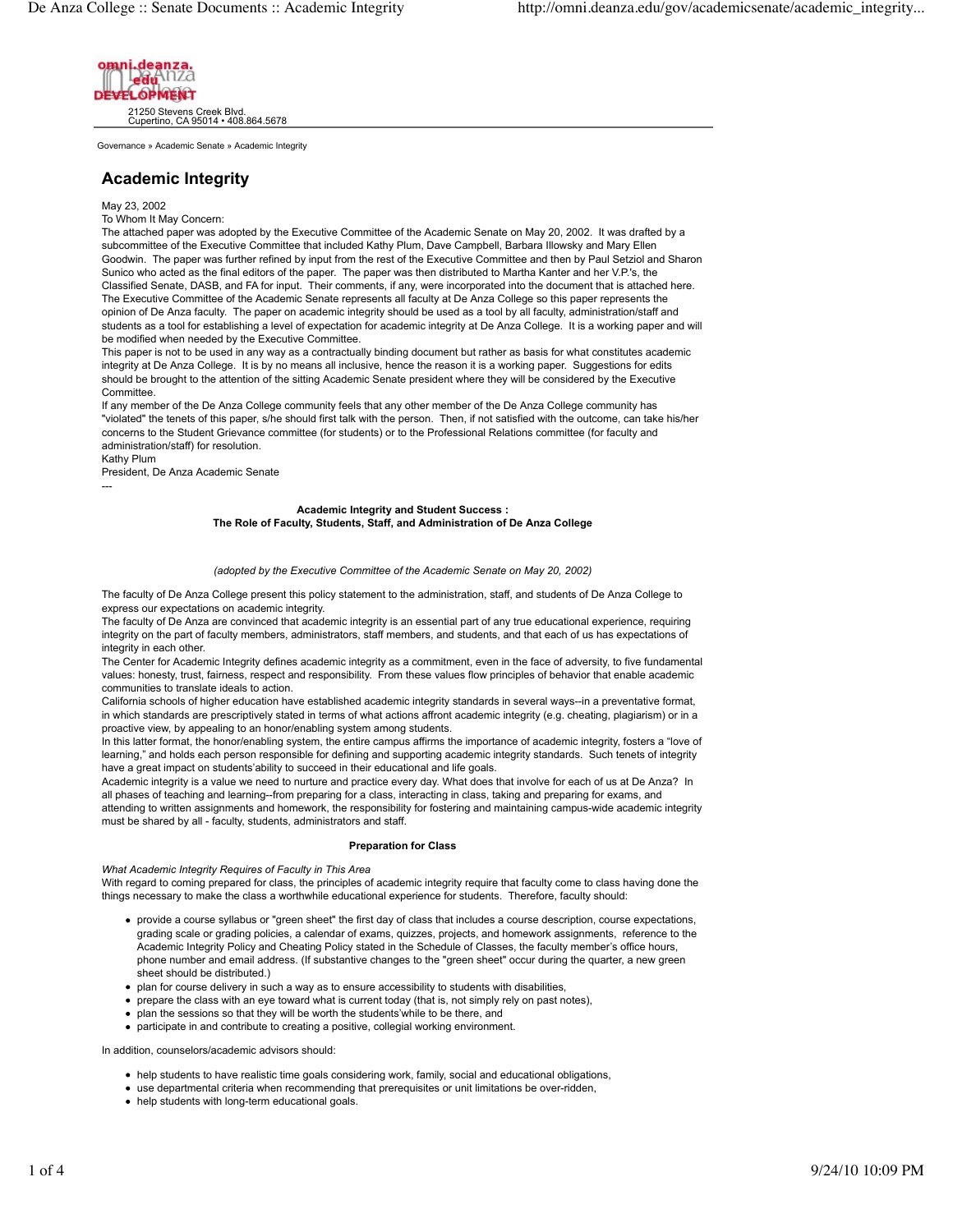21250 Stevens Creek Blvd.
Cupertino, CA 95014 • 408.864.5678

Governance » Academic Senate » Academic Integrity

# Academic Integrity

May 23, 2002

To Whom It May Concern:

The attached paper was adopted by the Executive Committee of the Academic Senate on May 20, 2002. It was drafted by a subcommittee of the Executive Committee that included Kathy Plum, Dave Campbell, Barbara Illowsky and Mary Ellen Goodwin. The paper was further refined by input from the rest of the Executive Committee and then by Paul Setziol and Sharon Sunico who acted as the final editors of the paper. The paper was then distributed to Martha Kanter and her V.P.'s, the Classified Senate, DASB, and FA for input. Their comments, if any, were incorporated into the document that is attached here. The Executive Committee of the Academic Senate represents all faculty at De Anza College so this paper represents the opinion of De Anza faculty. The paper on academic integrity should be used as a tool by all faculty, administration/staff and students as a tool for establishing a level of expectation for academic integrity at De Anza College. It is a working paper and will be modified when needed by the Executive Committee.

This paper is not to be used in any way as a contractually binding document but rather as basis for what constitutes academic integrity at De Anza College. It is by no means all inclusive, hence the reason it is a working paper. Suggestions for edits should be brought to the attention of the sitting Academic Senate president where they will be considered by the Executive Committee.

If any member of the De Anza College community feels that any other member of the De Anza College community has "violated" the tenets of this paper, s/he should first talk with the person. Then, if not satisfied with the outcome, can take his/her concerns to the Student Grievance committee (for students) or to the Professional Relations committee (for faculty and administration/staff) for resolution.

Kathy Plum
President, De Anza Academic Senate

---

## Academic Integrity and Student Success : The Role of Faculty, Students, Staff, and Administration of De Anza College

*(adopted by the Executive Committee of the Academic Senate on May 20, 2002)*

The faculty of De Anza College present this policy statement to the administration, staff, and students of De Anza College to express our expectations on academic integrity.

The faculty of De Anza are convinced that academic integrity is an essential part of any true educational experience, requiring integrity on the part of faculty members, administrators, staff members, and students, and that each of us has expectations of integrity in each other.

The Center for Academic Integrity defines academic integrity as a commitment, even in the face of adversity, to five fundamental values: honesty, trust, fairness, respect and responsibility. From these values flow principles of behavior that enable academic communities to translate ideals to action.

California schools of higher education have established academic integrity standards in several ways--in a preventative format, in which standards are prescriptively stated in terms of what actions affront academic integrity (e.g. cheating, plagiarism) or in a proactive view, by appealing to an honor/enabling system among students.

In this latter format, the honor/enabling system, the entire campus affirms the importance of academic integrity, fosters a "love of learning," and holds each person responsible for defining and supporting academic integrity standards. Such tenets of integrity have a great impact on students'ability to succeed in their educational and life goals.

Academic integrity is a value we need to nurture and practice every day. What does that involve for each of us at De Anza? In all phases of teaching and learning--from preparing for a class, interacting in class, taking and preparing for exams, and attending to written assignments and homework, the responsibility for fostering and maintaining campus-wide academic integrity must be shared by all - faculty, students, administrators and staff.

### Preparation for Class

*What Academic Integrity Requires of Faculty in This Area*

With regard to coming prepared for class, the principles of academic integrity require that faculty come to class having done the things necessary to make the class a worthwhile educational experience for students. Therefore, faculty should:

- provide a course syllabus or "green sheet" the first day of class that includes a course description, course expectations, grading scale or grading policies, a calendar of exams, quizzes, projects, and homework assignments, reference to the Academic Integrity Policy and Cheating Policy stated in the Schedule of Classes, the faculty member's office hours, phone number and email address. (If substantive changes to the "green sheet" occur during the quarter, a new green sheet should be distributed.)
- plan for course delivery in such a way as to ensure accessibility to students with disabilities,
- prepare the class with an eye toward what is current today (that is, not simply rely on past notes),
- plan the sessions so that they will be worth the students'while to be there, and
- participate in and contribute to creating a positive, collegial working environment.

In addition, counselors/academic advisors should:

- help students to have realistic time goals considering work, family, social and educational obligations,
- use departmental criteria when recommending that prerequisites or unit limitations be over-ridden,
- help students with long-term educational goals.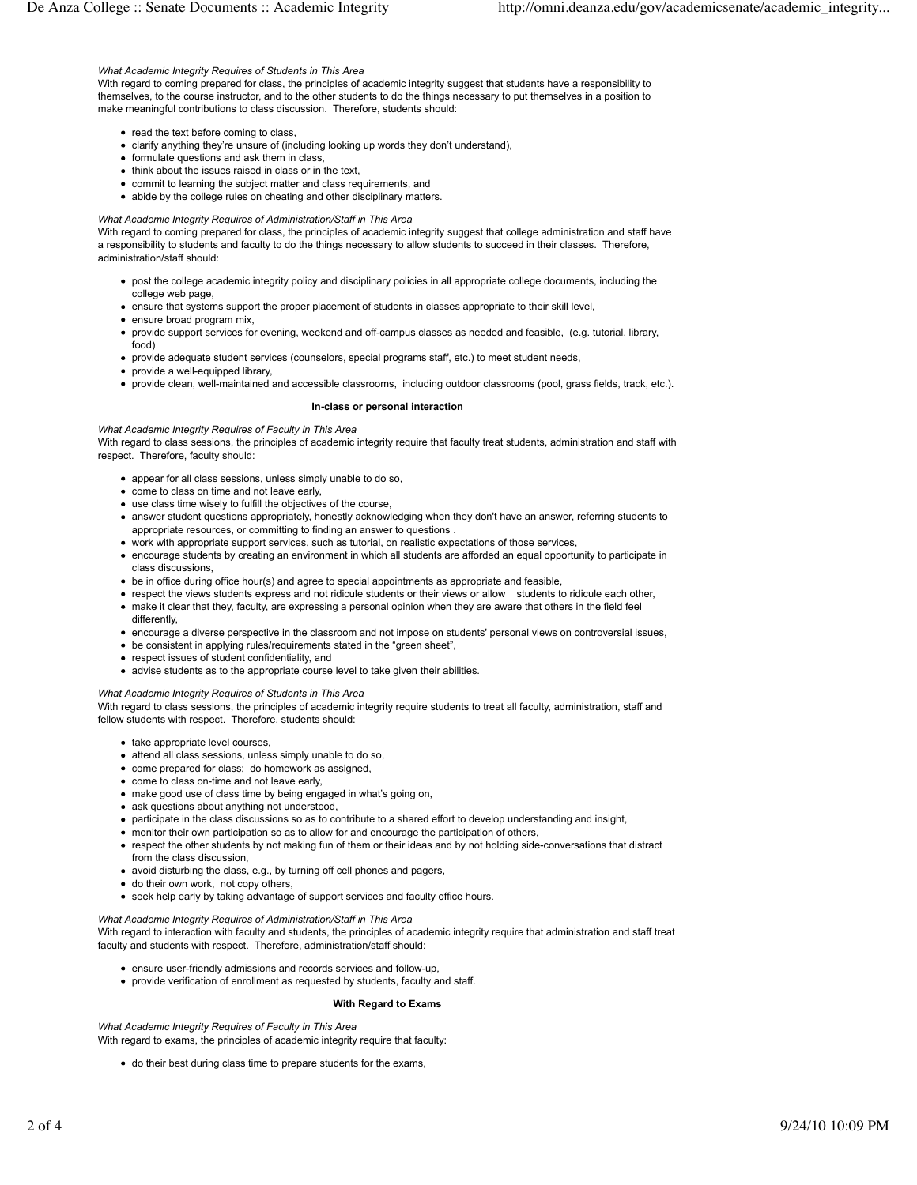*What Academic Integrity Requires of Students in This Area*

With regard to coming prepared for class, the principles of academic integrity suggest that students have a responsibility to themselves, to the course instructor, and to the other students to do the things necessary to put themselves in a position to make meaningful contributions to class discussion. Therefore, students should:

- read the text before coming to class,
- clarify anything they're unsure of (including looking up words they don't understand),
- formulate questions and ask them in class,
- think about the issues raised in class or in the text,
- commit to learning the subject matter and class requirements, and
- abide by the college rules on cheating and other disciplinary matters.

*What Academic Integrity Requires of Administration/Staff in This Area*

With regard to coming prepared for class, the principles of academic integrity suggest that college administration and staff have a responsibility to students and faculty to do the things necessary to allow students to succeed in their classes. Therefore, administration/staff should:

- post the college academic integrity policy and disciplinary policies in all appropriate college documents, including the college web page,
- ensure that systems support the proper placement of students in classes appropriate to their skill level,
- ensure broad program mix,
- provide support services for evening, weekend and off-campus classes as needed and feasible, (e.g. tutorial, library, food)
- provide adequate student services (counselors, special programs staff, etc.) to meet student needs,
- provide a well-equipped library,
- provide clean, well-maintained and accessible classrooms, including outdoor classrooms (pool, grass fields, track, etc.).

**In-class or personal interaction**

*What Academic Integrity Requires of Faculty in This Area*

With regard to class sessions, the principles of academic integrity require that faculty treat students, administration and staff with respect. Therefore, faculty should:

- appear for all class sessions, unless simply unable to do so,
- come to class on time and not leave early,
- use class time wisely to fulfill the objectives of the course,
- answer student questions appropriately, honestly acknowledging when they don't have an answer, referring students to appropriate resources, or committing to finding an answer to questions .
- work with appropriate support services, such as tutorial, on realistic expectations of those services,
- encourage students by creating an environment in which all students are afforded an equal opportunity to participate in class discussions,
- be in office during office hour(s) and agree to special appointments as appropriate and feasible,
- respect the views students express and not ridicule students or their views or allow students to ridicule each other,
- make it clear that they, faculty, are expressing a personal opinion when they are aware that others in the field feel differently,
- encourage a diverse perspective in the classroom and not impose on students' personal views on controversial issues,
- be consistent in applying rules/requirements stated in the "green sheet",
- respect issues of student confidentiality, and
- advise students as to the appropriate course level to take given their abilities.

*What Academic Integrity Requires of Students in This Area*

With regard to class sessions, the principles of academic integrity require students to treat all faculty, administration, staff and fellow students with respect. Therefore, students should:

- take appropriate level courses,
- attend all class sessions, unless simply unable to do so,
- come prepared for class; do homework as assigned,
- come to class on-time and not leave early,
- make good use of class time by being engaged in what's going on,
- ask questions about anything not understood,
- participate in the class discussions so as to contribute to a shared effort to develop understanding and insight,
- monitor their own participation so as to allow for and encourage the participation of others,
- respect the other students by not making fun of them or their ideas and by not holding side-conversations that distract from the class discussion,
- avoid disturbing the class, e.g., by turning off cell phones and pagers,
- do their own work, not copy others,
- seek help early by taking advantage of support services and faculty office hours.

*What Academic Integrity Requires of Administration/Staff in This Area*

With regard to interaction with faculty and students, the principles of academic integrity require that administration and staff treat faculty and students with respect. Therefore, administration/staff should:

- ensure user-friendly admissions and records services and follow-up,
- provide verification of enrollment as requested by students, faculty and staff.

**With Regard to Exams**

*What Academic Integrity Requires of Faculty in This Area*

With regard to exams, the principles of academic integrity require that faculty:

- do their best during class time to prepare students for the exams,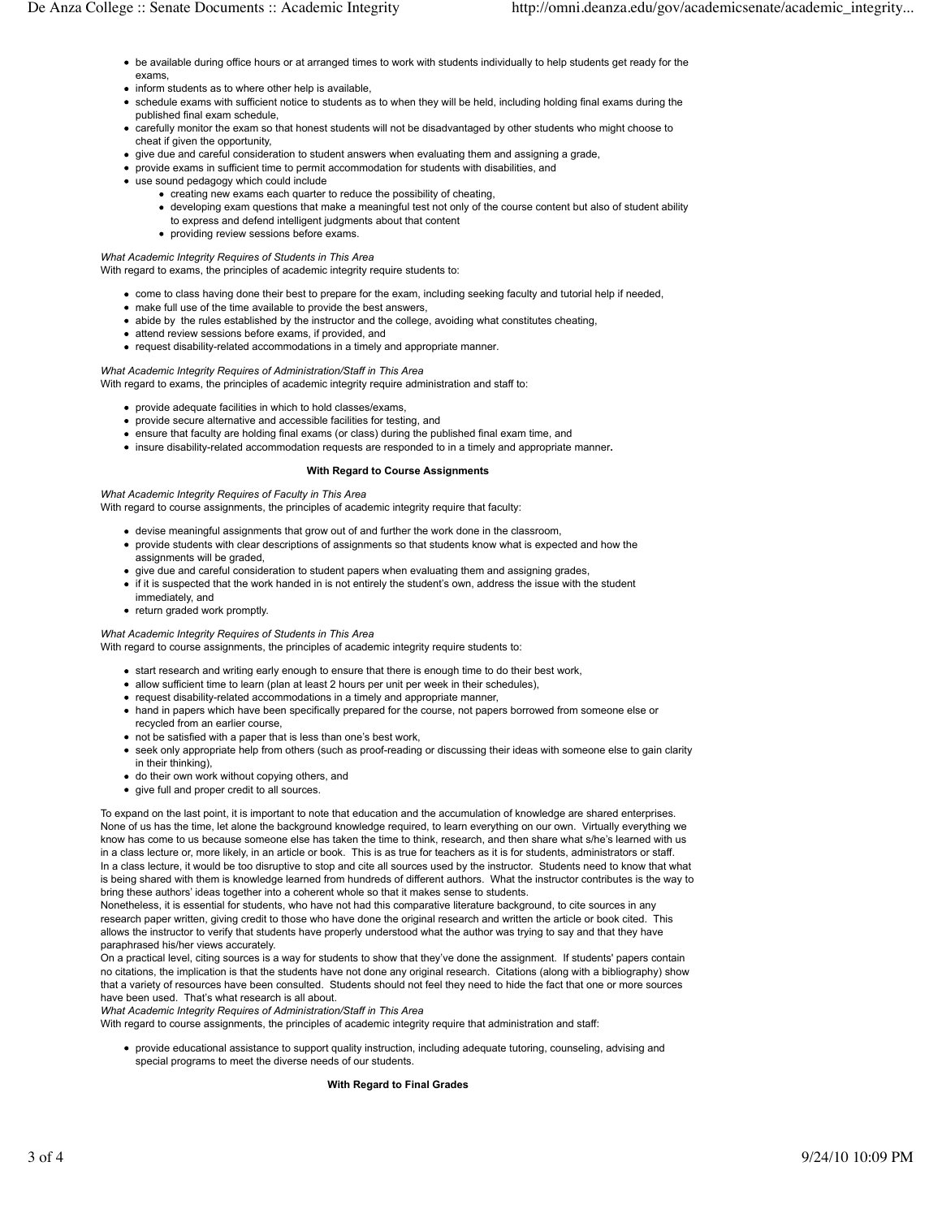- be available during office hours or at arranged times to work with students individually to help students get ready for the exams,
- inform students as to where other help is available,
- schedule exams with sufficient notice to students as to when they will be held, including holding final exams during the published final exam schedule,
- carefully monitor the exam so that honest students will not be disadvantaged by other students who might choose to cheat if given the opportunity,
- give due and careful consideration to student answers when evaluating them and assigning a grade,
- provide exams in sufficient time to permit accommodation for students with disabilities, and
- use sound pedagogy which could include
  - creating new exams each quarter to reduce the possibility of cheating,
  - developing exam questions that make a meaningful test not only of the course content but also of student ability to express and defend intelligent judgments about that content
  - providing review sessions before exams.

*What Academic Integrity Requires of Students in This Area*
With regard to exams, the principles of academic integrity require students to:

- come to class having done their best to prepare for the exam, including seeking faculty and tutorial help if needed,
- make full use of the time available to provide the best answers,
- abide by the rules established by the instructor and the college, avoiding what constitutes cheating,
- attend review sessions before exams, if provided, and
- request disability-related accommodations in a timely and appropriate manner.

*What Academic Integrity Requires of Administration/Staff in This Area*
With regard to exams, the principles of academic integrity require administration and staff to:

- provide adequate facilities in which to hold classes/exams,
- provide secure alternative and accessible facilities for testing, and
- ensure that faculty are holding final exams (or class) during the published final exam time, and
- insure disability-related accommodation requests are responded to in a timely and appropriate manner**.**

**With Regard to Course Assignments**

*What Academic Integrity Requires of Faculty in This Area*
With regard to course assignments, the principles of academic integrity require that faculty:

- devise meaningful assignments that grow out of and further the work done in the classroom,
- provide students with clear descriptions of assignments so that students know what is expected and how the assignments will be graded,
- give due and careful consideration to student papers when evaluating them and assigning grades,
- if it is suspected that the work handed in is not entirely the student's own, address the issue with the student immediately, and
- return graded work promptly.

*What Academic Integrity Requires of Students in This Area*
With regard to course assignments, the principles of academic integrity require students to:

- start research and writing early enough to ensure that there is enough time to do their best work,
- allow sufficient time to learn (plan at least 2 hours per unit per week in their schedules),
- request disability-related accommodations in a timely and appropriate manner,
- hand in papers which have been specifically prepared for the course, not papers borrowed from someone else or recycled from an earlier course,
- not be satisfied with a paper that is less than one's best work,
- seek only appropriate help from others (such as proof-reading or discussing their ideas with someone else to gain clarity in their thinking),
- do their own work without copying others, and
- give full and proper credit to all sources.

To expand on the last point, it is important to note that education and the accumulation of knowledge are shared enterprises. None of us has the time, let alone the background knowledge required, to learn everything on our own. Virtually everything we know has come to us because someone else has taken the time to think, research, and then share what s/he's learned with us in a class lecture or, more likely, in an article or book. This is as true for teachers as it is for students, administrators or staff. In a class lecture, it would be too disruptive to stop and cite all sources used by the instructor. Students need to know that what is being shared with them is knowledge learned from hundreds of different authors. What the instructor contributes is the way to bring these authors' ideas together into a coherent whole so that it makes sense to students.
Nonetheless, it is essential for students, who have not had this comparative literature background, to cite sources in any research paper written, giving credit to those who have done the original research and written the article or book cited. This allows the instructor to verify that students have properly understood what the author was trying to say and that they have paraphrased his/her views accurately.
On a practical level, citing sources is a way for students to show that they've done the assignment. If students' papers contain no citations, the implication is that the students have not done any original research. Citations (along with a bibliography) show that a variety of resources have been consulted. Students should not feel they need to hide the fact that one or more sources have been used. That's what research is all about.
*What Academic Integrity Requires of Administration/Staff in This Area*
With regard to course assignments, the principles of academic integrity require that administration and staff:

- provide educational assistance to support quality instruction, including adequate tutoring, counseling, advising and special programs to meet the diverse needs of our students.

**With Regard to Final Grades**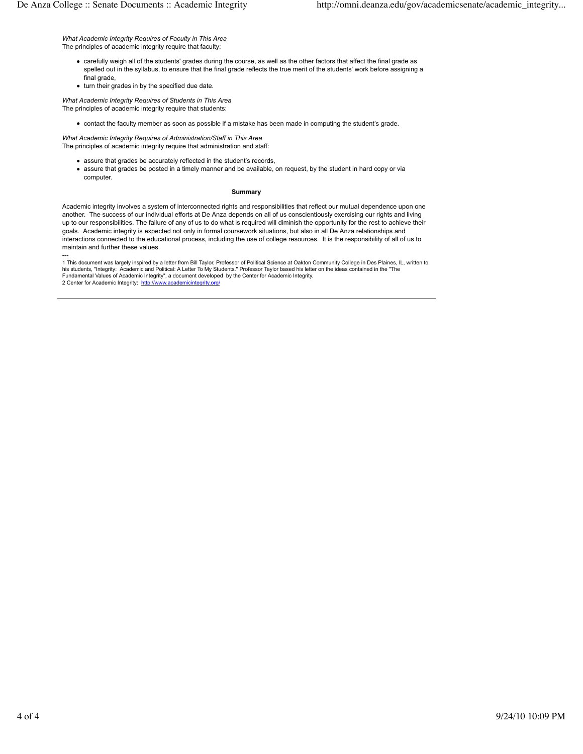*What Academic Integrity Requires of Faculty in This Area*
The principles of academic integrity require that faculty:

- carefully weigh all of the students' grades during the course, as well as the other factors that affect the final grade as spelled out in the syllabus, to ensure that the final grade reflects the true merit of the students' work before assigning a final grade,
- turn their grades in by the specified due date.

*What Academic Integrity Requires of Students in This Area*
The principles of academic integrity require that students:

- contact the faculty member as soon as possible if a mistake has been made in computing the student's grade.

*What Academic Integrity Requires of Administration/Staff in This Area*
The principles of academic integrity require that administration and staff:

- assure that grades be accurately reflected in the student's records,
- assure that grades be posted in a timely manner and be available, on request, by the student in hard copy or via computer.

**Summary**

Academic integrity involves a system of interconnected rights and responsibilities that reflect our mutual dependence upon one another. The success of our individual efforts at De Anza depends on all of us conscientiously exercising our rights and living up to our responsibilities. The failure of any of us to do what is required will diminish the opportunity for the rest to achieve their goals. Academic integrity is expected not only in formal coursework situations, but also in all De Anza relationships and interactions connected to the educational process, including the use of college resources. It is the responsibility of all of us to maintain and further these values.

---

1 This document was largely inspired by a letter from Bill Taylor, Professor of Political Science at Oakton Community College in Des Plaines, IL, written to his students, "Integrity: Academic and Political: A Letter To My Students." Professor Taylor based his letter on the ideas contained in the "The Fundamental Values of Academic Integrity", a document developed by the Center for Academic Integrity.
2 Center for Academic Integrity: http://www.academicintegrity.org/